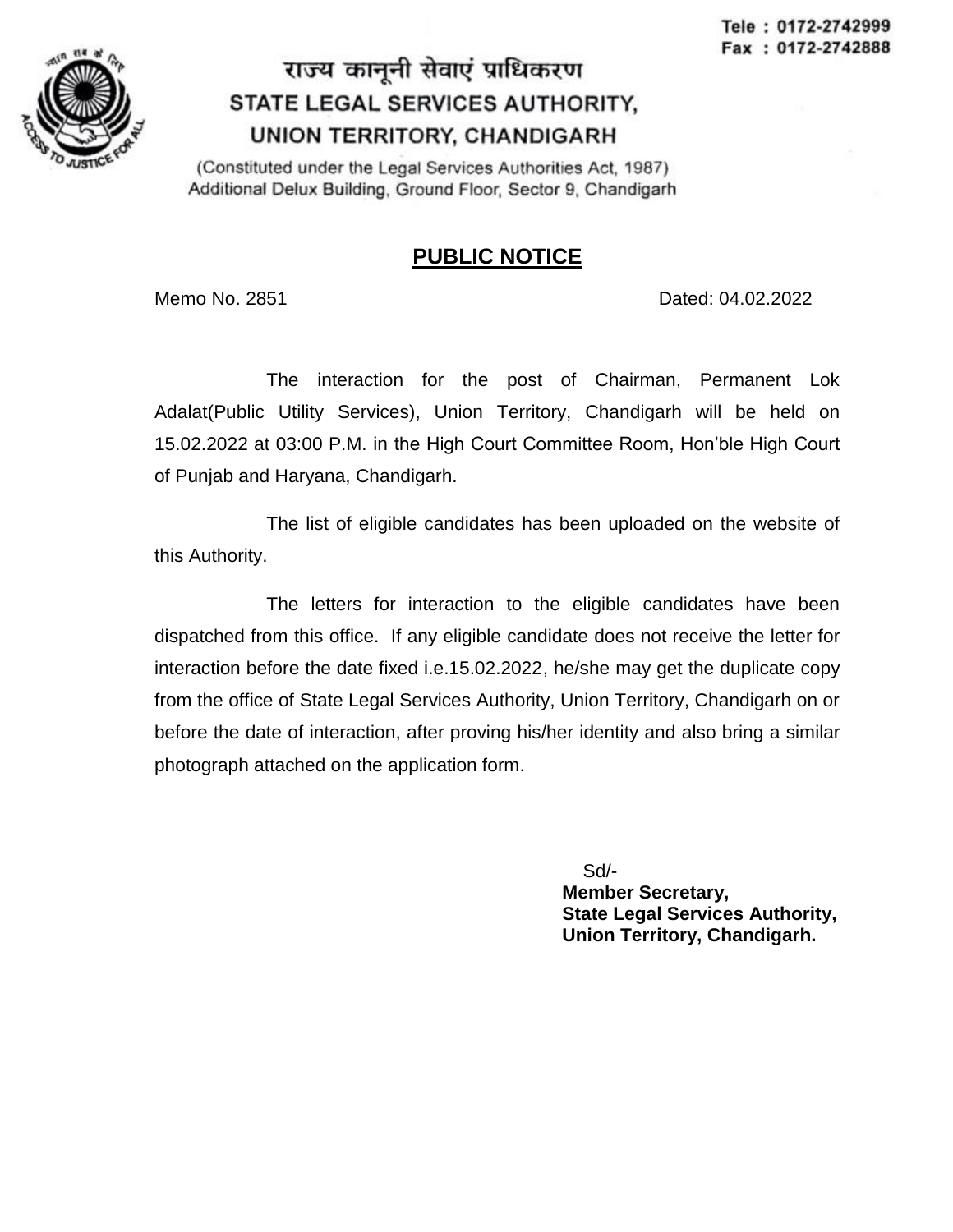Tele : 0172-2742999
Fax : 0172-2742888

# राज्य कानूनी सेवाएं प्राधिकरण
# STATE LEGAL SERVICES AUTHORITY, UNION TERRITORY, CHANDIGARH

(Constituted under the Legal Services Authorities Act, 1987)
Additional Delux Building, Ground Floor, Sector 9, Chandigarh

## PUBLIC NOTICE

Memo No. 2851 Dated: 04.02.2022

The interaction for the post of Chairman, Permanent Lok Adalat(Public Utility Services), Union Territory, Chandigarh will be held on 15.02.2022 at 03:00 P.M. in the High Court Committee Room, Hon'ble High Court of Punjab and Haryana, Chandigarh.

The list of eligible candidates has been uploaded on the website of this Authority.

The letters for interaction to the eligible candidates have been dispatched from this office. If any eligible candidate does not receive the letter for interaction before the date fixed i.e.15.02.2022, he/she may get the duplicate copy from the office of State Legal Services Authority, Union Territory, Chandigarh on or before the date of interaction, after proving his/her identity and also bring a similar photograph attached on the application form.

Sd/-
**Member Secretary,**
**State Legal Services Authority,**
**Union Territory, Chandigarh.**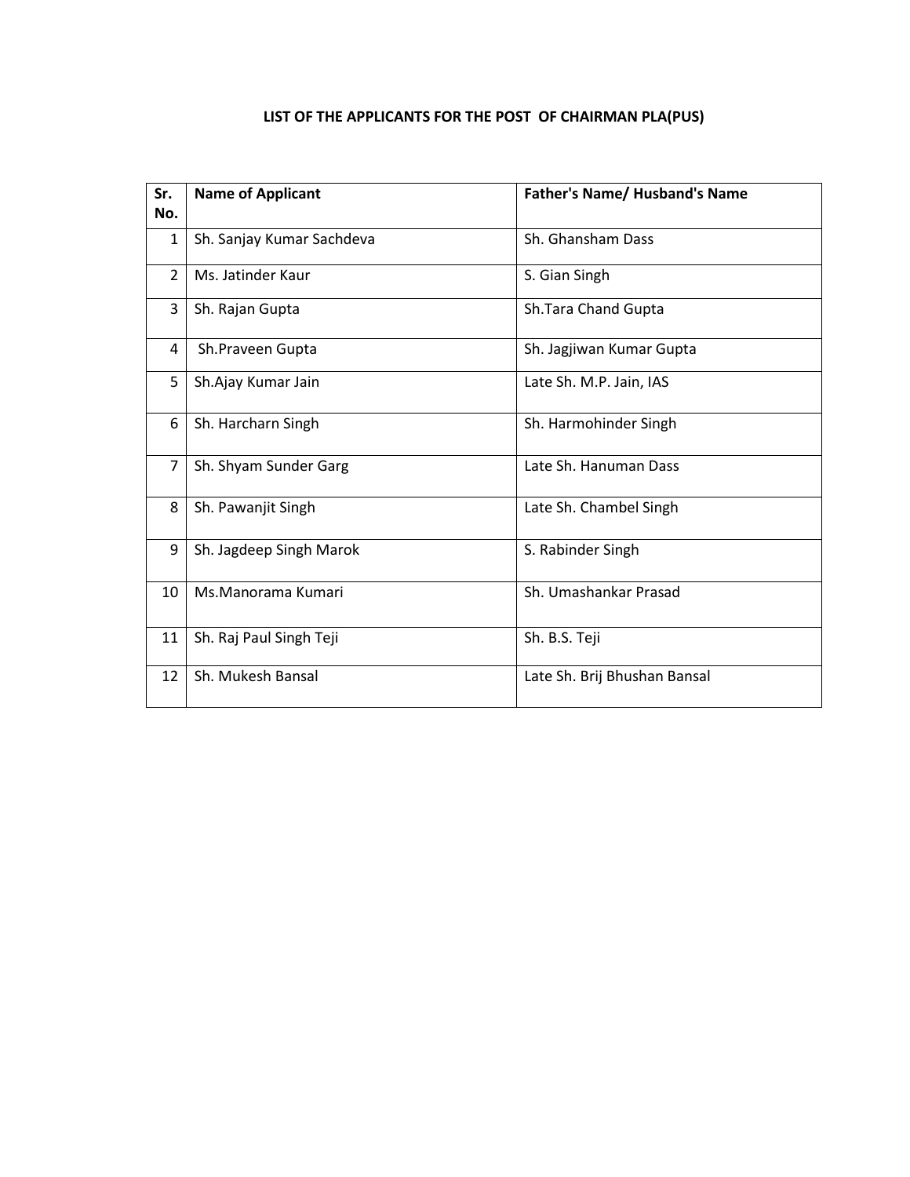### LIST OF THE APPLICANTS FOR THE POST OF CHAIRMAN PLA(PUS)

| Sr. No. | Name of Applicant | Father's Name/ Husband's Name |
|---|---|---|
| 1 | Sh. Sanjay Kumar Sachdeva | Sh. Ghansham Dass |
| 2 | Ms. Jatinder Kaur | S. Gian Singh |
| 3 | Sh. Rajan Gupta | Sh.Tara Chand Gupta |
| 4 | Sh.Praveen Gupta | Sh. Jagjiwan Kumar Gupta |
| 5 | Sh.Ajay Kumar Jain | Late Sh. M.P. Jain, IAS |
| 6 | Sh. Harcharn Singh | Sh. Harmohinder Singh |
| 7 | Sh. Shyam Sunder Garg | Late Sh. Hanuman Dass |
| 8 | Sh. Pawanjit Singh | Late Sh. Chambel Singh |
| 9 | Sh. Jagdeep Singh Marok | S. Rabinder Singh |
| 10 | Ms.Manorama Kumari | Sh. Umashankar Prasad |
| 11 | Sh. Raj Paul Singh Teji | Sh. B.S. Teji |
| 12 | Sh. Mukesh Bansal | Late Sh. Brij Bhushan Bansal |